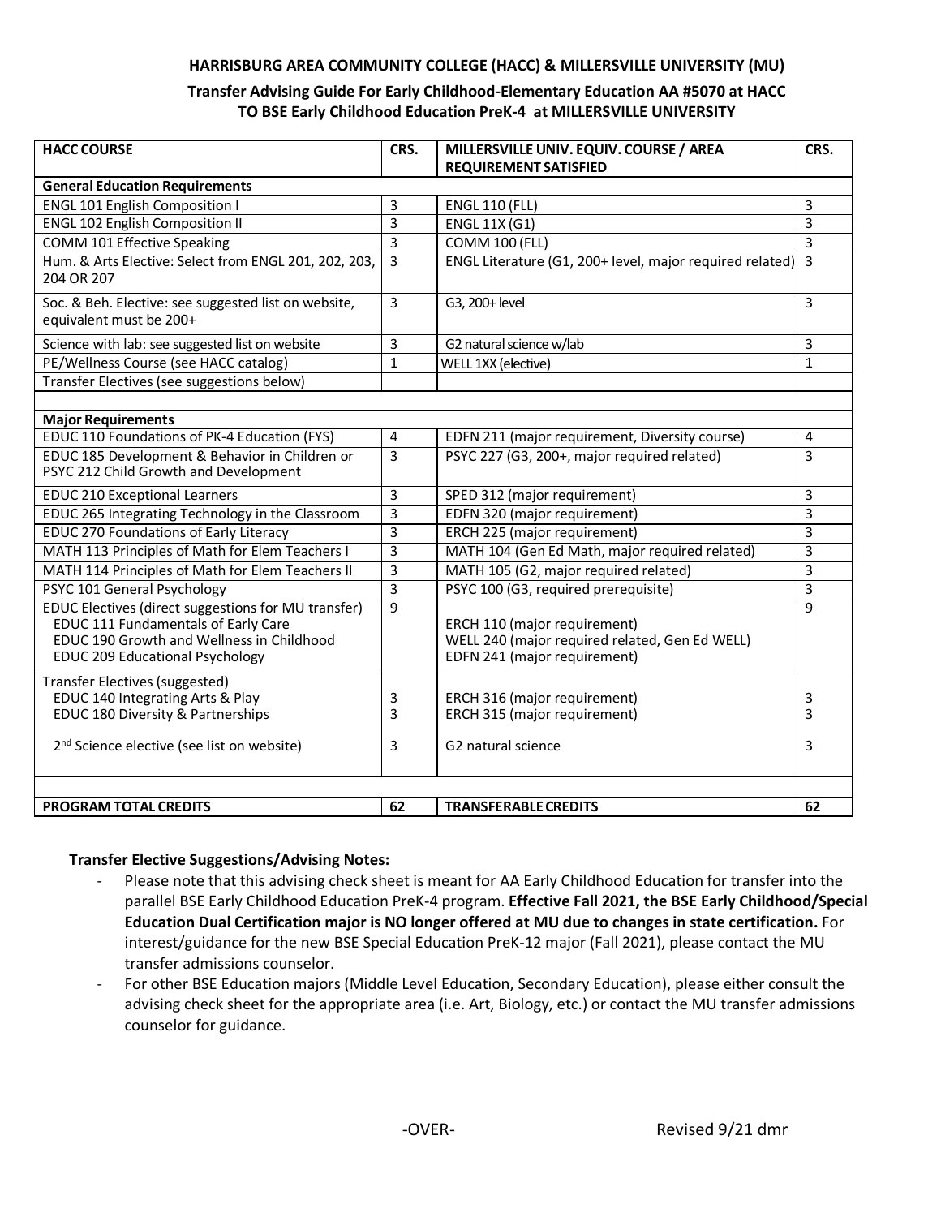**HARRISBURG AREA COMMUNITY COLLEGE (HACC) & MILLERSVILLE UNIVERSITY (MU)**

**Transfer Advising Guide For Early Childhood-Elementary Education AA #5070 at HACC TO BSE Early Childhood Education PreK-4 at MILLERSVILLE UNIVERSITY**

| HACC COURSE | CRS. | MILLERSVILLE UNIV. EQUIV. COURSE / AREA REQUIREMENT SATISFIED | CRS. |
|---|---|---|---|
| **General Education Requirements** | | | |
| ENGL 101 English Composition I | 3 | ENGL 110 (FLL) | 3 |
| ENGL 102 English Composition II | 3 | ENGL 11X (G1) | 3 |
| COMM 101 Effective Speaking | 3 | COMM 100 (FLL) | 3 |
| Hum. & Arts Elective: Select from ENGL 201, 202, 203, 204 OR 207 | 3 | ENGL Literature (G1, 200+ level, major required related) | 3 |
| Soc. & Beh. Elective: see suggested list on website, equivalent must be 200+ | 3 | G3, 200+ level | 3 |
| Science with lab: see suggested list on website | 3 | G2 natural science w/lab | 3 |
| PE/Wellness Course (see HACC catalog) | 1 | WELL 1XX (elective) | 1 |
| Transfer Electives (see suggestions below) | | | |
| | | | |
| **Major Requirements** | | | |
| EDUC 110 Foundations of PK-4 Education (FYS) | 4 | EDFN 211 (major requirement, Diversity course) | 4 |
| EDUC 185 Development & Behavior in Children or PSYC 212 Child Growth and Development | 3 | PSYC 227 (G3, 200+, major required related) | 3 |
| EDUC 210 Exceptional Learners | 3 | SPED 312 (major requirement) | 3 |
| EDUC 265 Integrating Technology in the Classroom | 3 | EDFN 320 (major requirement) | 3 |
| EDUC 270 Foundations of Early Literacy | 3 | ERCH 225 (major requirement) | 3 |
| MATH 113 Principles of Math for Elem Teachers I | 3 | MATH 104 (Gen Ed Math, major required related) | 3 |
| MATH 114 Principles of Math for Elem Teachers II | 3 | MATH 105 (G2, major required related) | 3 |
| PSYC 101 General Psychology | 3 | PSYC 100 (G3, required prerequisite) | 3 |
| EDUC Electives (direct suggestions for MU transfer)<br>EDUC 111 Fundamentals of Early Care<br>EDUC 190 Growth and Wellness in Childhood<br>EDUC 209 Educational Psychology | 9 | <br>ERCH 110 (major requirement)<br>WELL 240 (major required related, Gen Ed WELL)<br>EDFN 241 (major requirement) | 9 |
| Transfer Electives (suggested)<br>EDUC 140 Integrating Arts & Play<br>EDUC 180 Diversity & Partnerships<br><br>2nd Science elective (see list on website) | <br>3<br>3<br><br>3 | <br>ERCH 316 (major requirement)<br>ERCH 315 (major requirement)<br><br>G2 natural science | <br>3<br>3<br><br>3 |
| | | | |
| **PROGRAM TOTAL CREDITS** | **62** | **TRANSFERABLE CREDITS** | **62** |

**Transfer Elective Suggestions/Advising Notes:**

- Please note that this advising check sheet is meant for AA Early Childhood Education for transfer into the parallel BSE Early Childhood Education PreK-4 program. **Effective Fall 2021, the BSE Early Childhood/Special Education Dual Certification major is NO longer offered at MU due to changes in state certification.** For interest/guidance for the new BSE Special Education PreK-12 major (Fall 2021), please contact the MU transfer admissions counselor.
- For other BSE Education majors (Middle Level Education, Secondary Education), please either consult the advising check sheet for the appropriate area (i.e. Art, Biology, etc.) or contact the MU transfer admissions counselor for guidance.

-OVER-

Revised 9/21 dmr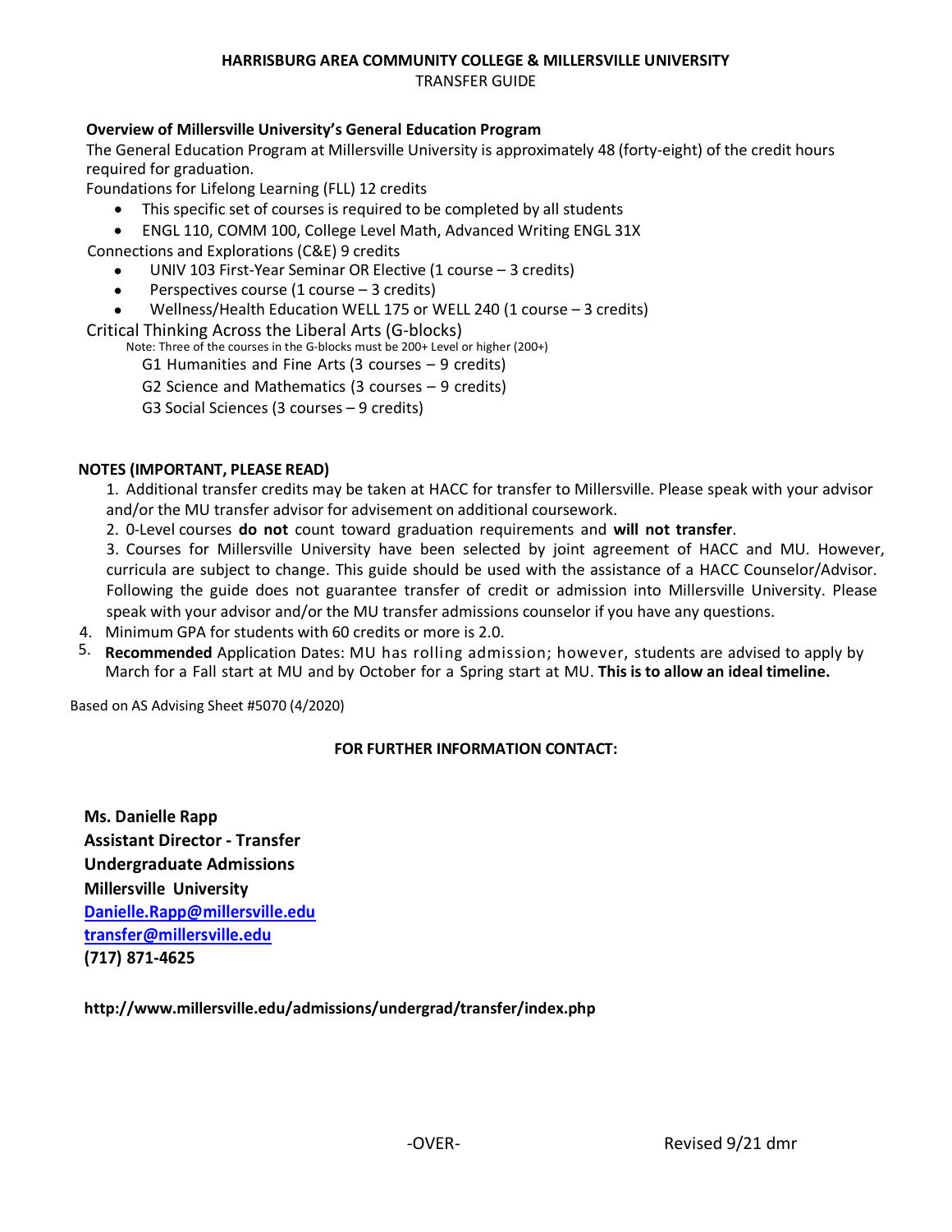**HARRISBURG AREA COMMUNITY COLLEGE & MILLERSVILLE UNIVERSITY**

TRANSFER GUIDE

**Overview of Millersville University's General Education Program**

The General Education Program at Millersville University is approximately 48 (forty-eight) of the credit hours required for graduation.

Foundations for Lifelong Learning (FLL) 12 credits

- This specific set of courses is required to be completed by all students
- ENGL 110, COMM 100, College Level Math, Advanced Writing ENGL 31X

Connections and Explorations (C&E) 9 credits

- UNIV 103 First-Year Seminar OR Elective (1 course – 3 credits)
- Perspectives course (1 course – 3 credits)
- Wellness/Health Education WELL 175 or WELL 240 (1 course – 3 credits)

Critical Thinking Across the Liberal Arts (G-blocks)

Note: Three of the courses in the G-blocks must be 200+ Level or higher (200+)

G1 Humanities and Fine Arts (3 courses – 9 credits)

G2 Science and Mathematics (3 courses – 9 credits)

G3 Social Sciences (3 courses – 9 credits)

**NOTES (IMPORTANT, PLEASE READ)**

1. Additional transfer credits may be taken at HACC for transfer to Millersville. Please speak with your advisor and/or the MU transfer advisor for advisement on additional coursework.
2. 0-Level courses **do not** count toward graduation requirements and **will not transfer**.
3. Courses for Millersville University have been selected by joint agreement of HACC and MU. However, curricula are subject to change. This guide should be used with the assistance of a HACC Counselor/Advisor. Following the guide does not guarantee transfer of credit or admission into Millersville University. Please speak with your advisor and/or the MU transfer admissions counselor if you have any questions.
4. Minimum GPA for students with 60 credits or more is 2.0.
5. **Recommended** Application Dates: MU has rolling admission; however, students are advised to apply by March for a Fall start at MU and by October for a Spring start at MU. **This is to allow an ideal timeline.**

Based on AS Advising Sheet #5070 (4/2020)

**FOR FURTHER INFORMATION CONTACT:**

**Ms. Danielle Rapp**
**Assistant Director - Transfer**
**Undergraduate Admissions**
**Millersville University**
[Danielle.Rapp@millersville.edu](mailto:Danielle.Rapp@millersville.edu)
[transfer@millersville.edu](mailto:transfer@millersville.edu)
**(717) 871-4625**

**http://www.millersville.edu/admissions/undergrad/transfer/index.php**

-OVER-

Revised 9/21 dmr